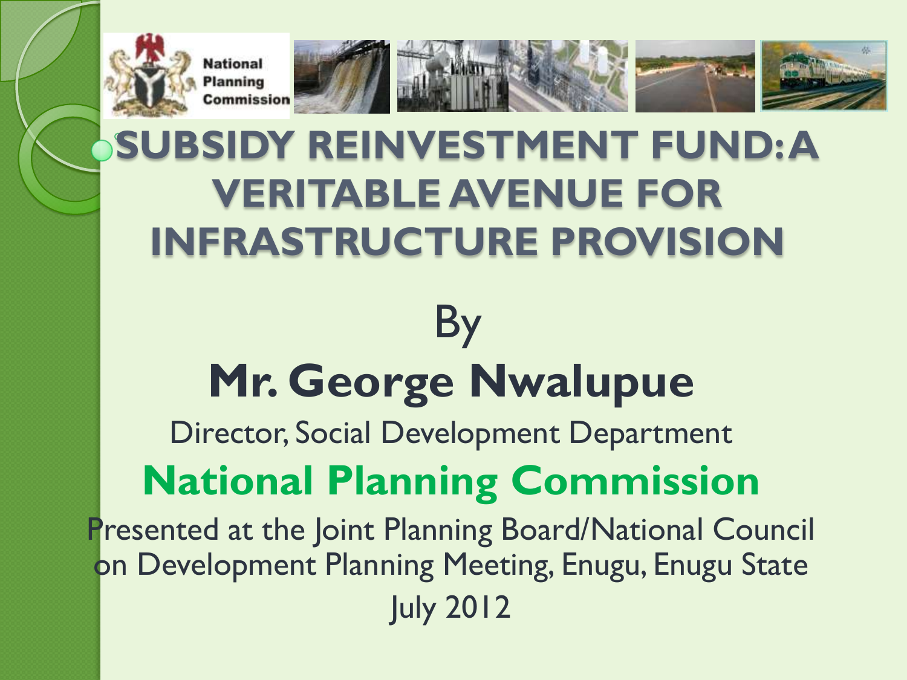# SUBSIDY REINVESTMENT FUND: A VERITABLE AVENUE FOR INFRASTRUCTURE PROVISION

By

**Mr. George Nwalupue**

Director, Social Development Department

**National Planning Commission**

Presented at the Joint Planning Board/National Council on Development Planning Meeting, Enugu, Enugu State

July 2012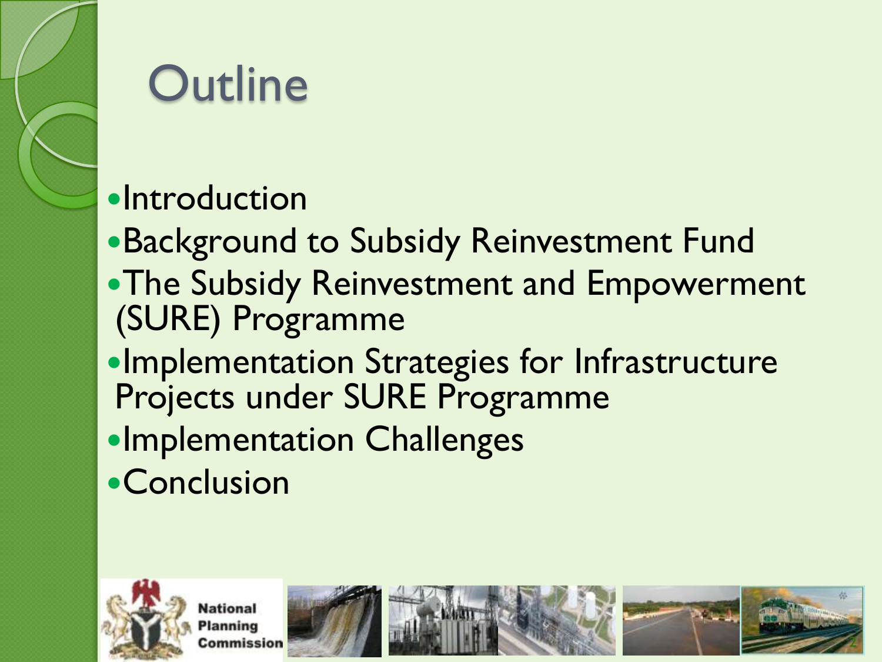# Outline

- Introduction
- Background to Subsidy Reinvestment Fund
- The Subsidy Reinvestment and Empowerment (SURE) Programme
- Implementation Strategies for Infrastructure Projects under SURE Programme
- Implementation Challenges
- Conclusion

National Planning Commission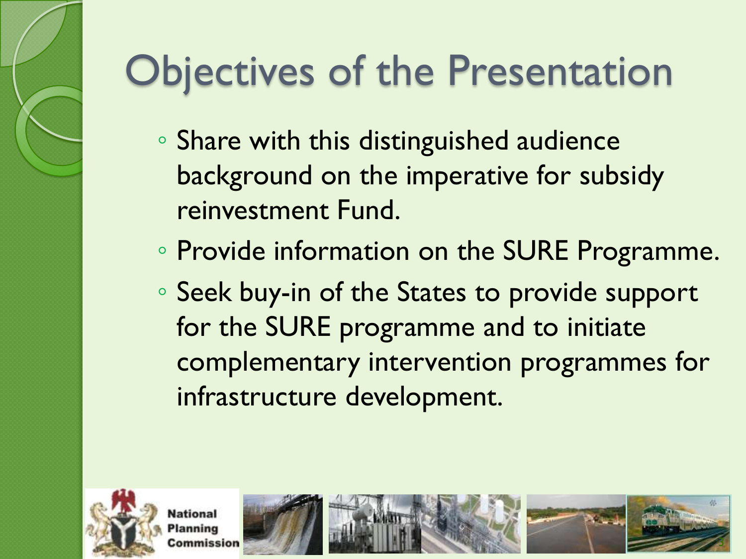# Objectives of the Presentation

- Share with this distinguished audience background on the imperative for subsidy reinvestment Fund.
- Provide information on the SURE Programme.
- Seek buy-in of the States to provide support for the SURE programme and to initiate complementary intervention programmes for infrastructure development.

National Planning Commission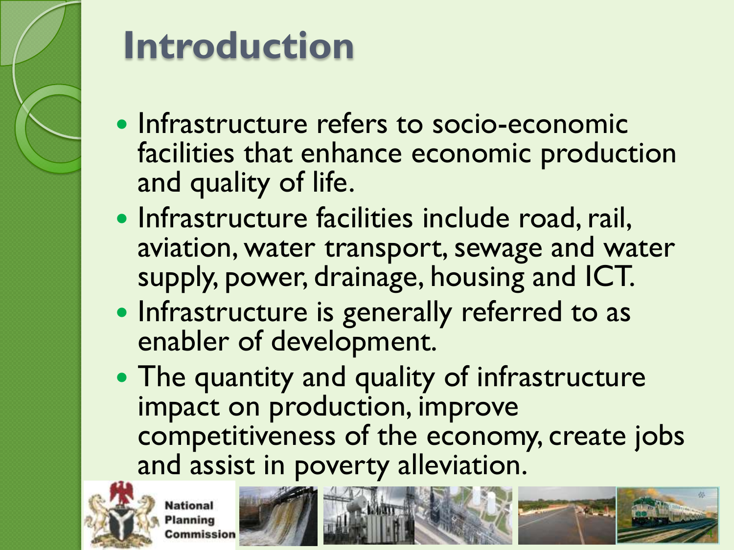# Introduction

- Infrastructure refers to socio-economic facilities that enhance economic production and quality of life.
- Infrastructure facilities include road, rail, aviation, water transport, sewage and water supply, power, drainage, housing and ICT.
- Infrastructure is generally referred to as enabler of development.
- The quantity and quality of infrastructure impact on production, improve competitiveness of the economy, create jobs and assist in poverty alleviation.

National Planning Commission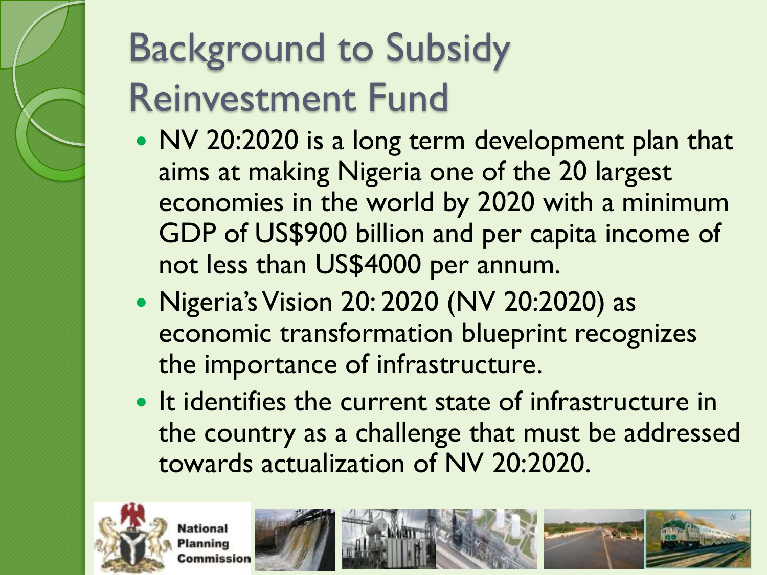# Background to Subsidy Reinvestment Fund

- NV 20:2020 is a long term development plan that aims at making Nigeria one of the 20 largest economies in the world by 2020 with a minimum GDP of US$900 billion and per capita income of not less than US$4000 per annum.
- Nigeria's Vision 20: 2020 (NV 20:2020) as economic transformation blueprint recognizes the importance of infrastructure.
- It identifies the current state of infrastructure in the country as a challenge that must be addressed towards actualization of NV 20:2020.

National Planning Commission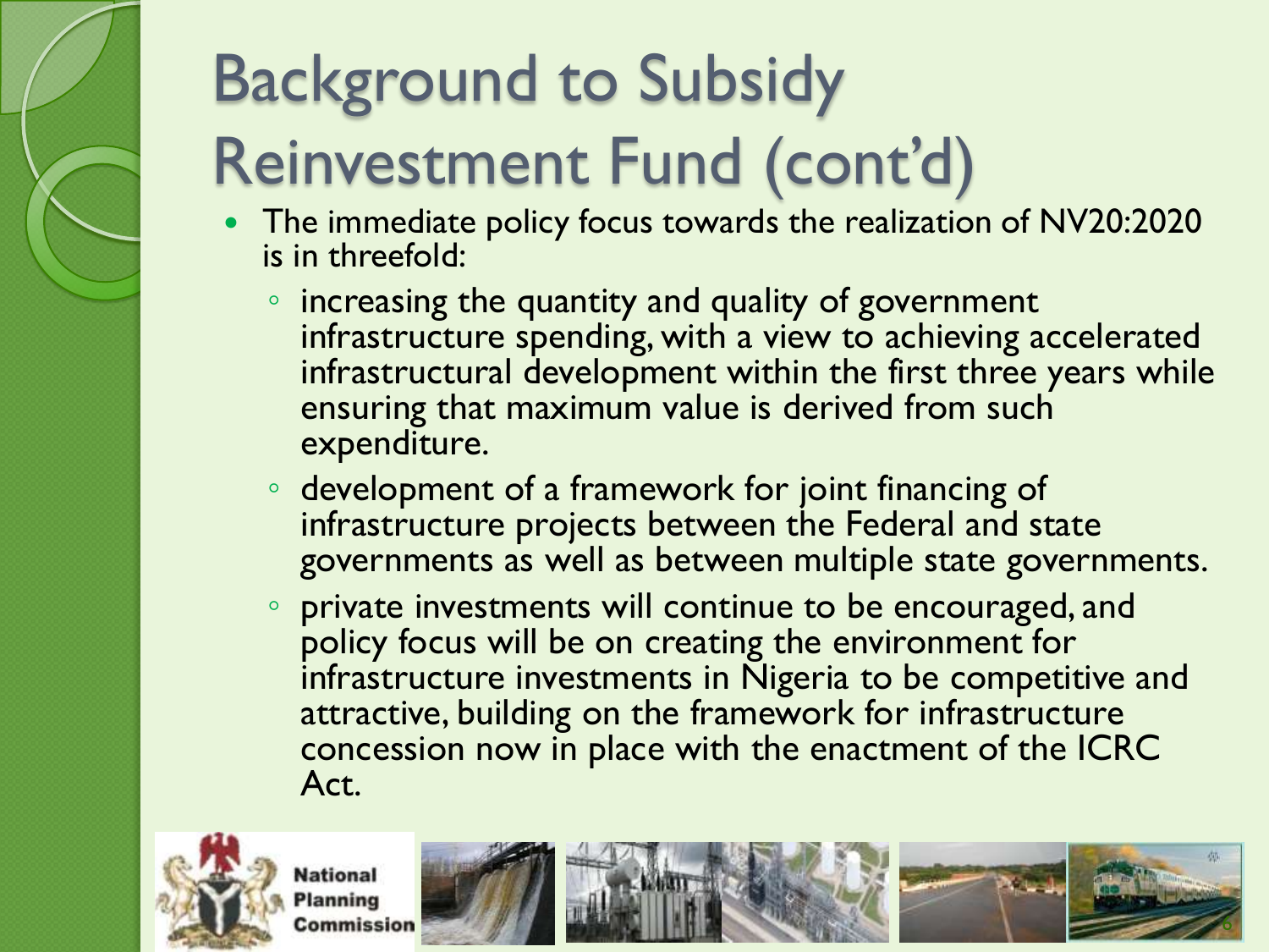# Background to Subsidy Reinvestment Fund (cont'd)

- The immediate policy focus towards the realization of NV20:2020 is in threefold:
  - increasing the quantity and quality of government infrastructure spending, with a view to achieving accelerated infrastructural development within the first three years while ensuring that maximum value is derived from such expenditure.
  - development of a framework for joint financing of infrastructure projects between the Federal and state governments as well as between multiple state governments.
  - private investments will continue to be encouraged, and policy focus will be on creating the environment for infrastructure investments in Nigeria to be competitive and attractive, building on the framework for infrastructure concession now in place with the enactment of the ICRC Act.

National Planning Commission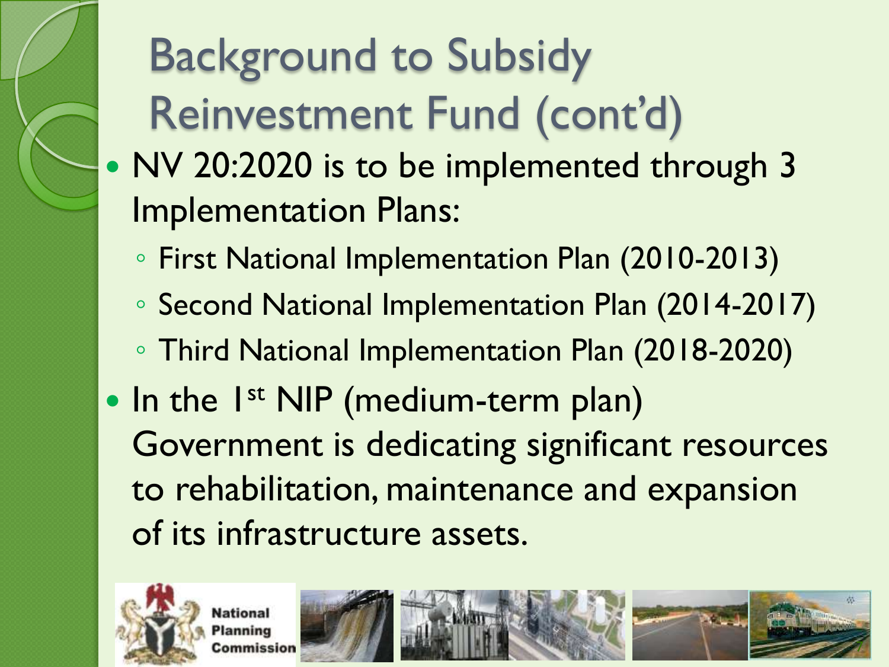# Background to Subsidy Reinvestment Fund (cont'd)

- NV 20:2020 is to be implemented through 3 Implementation Plans:
  - First National Implementation Plan (2010-2013)
  - Second National Implementation Plan (2014-2017)
  - Third National Implementation Plan (2018-2020)
- In the 1st NIP (medium-term plan) Government is dedicating significant resources to rehabilitation, maintenance and expansion of its infrastructure assets.

National Planning Commission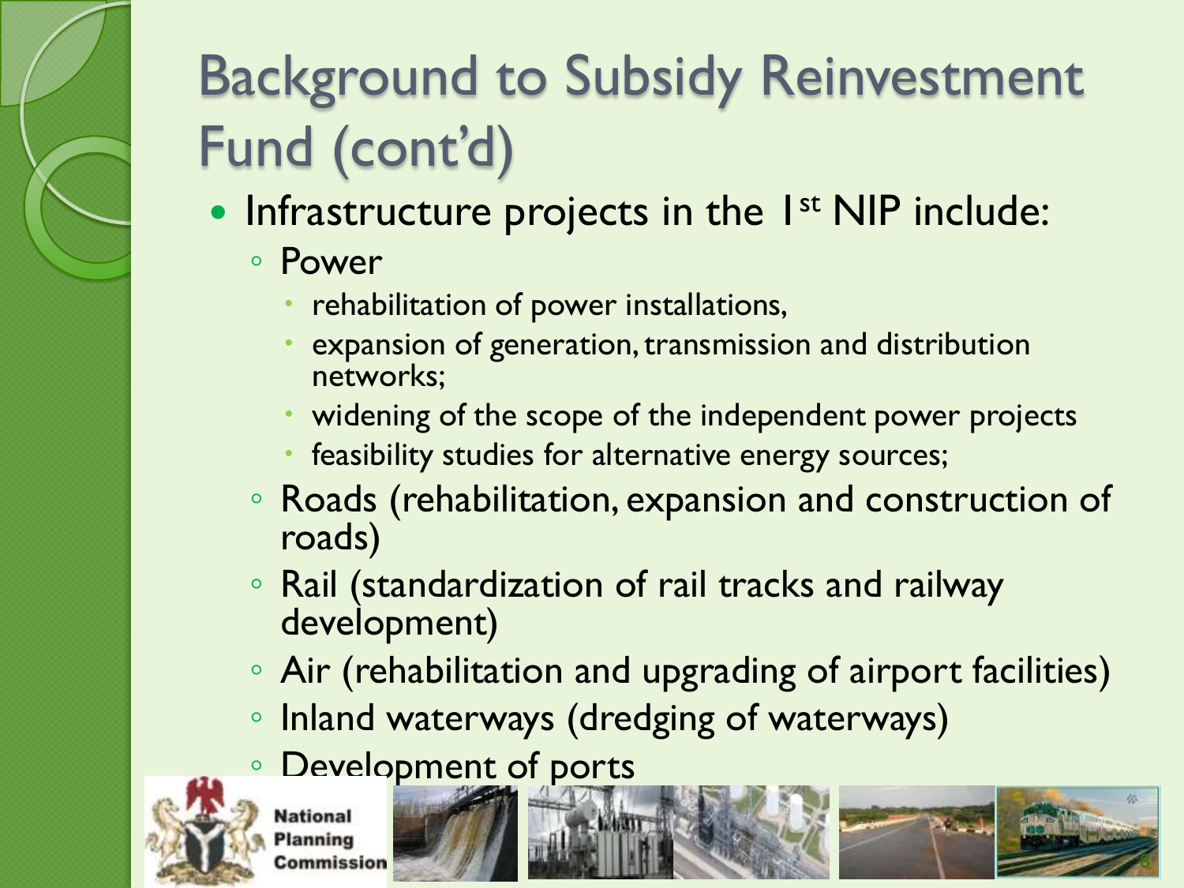# Background to Subsidy Reinvestment Fund (cont'd)

- Infrastructure projects in the 1st NIP include:
  - Power
    - rehabilitation of power installations,
    - expansion of generation, transmission and distribution networks;
    - widening of the scope of the independent power projects
    - feasibility studies for alternative energy sources;
  - Roads (rehabilitation, expansion and construction of roads)
  - Rail (standardization of rail tracks and railway development)
  - Air (rehabilitation and upgrading of airport facilities)
  - Inland waterways (dredging of waterways)
  - Development of ports

National Planning Commission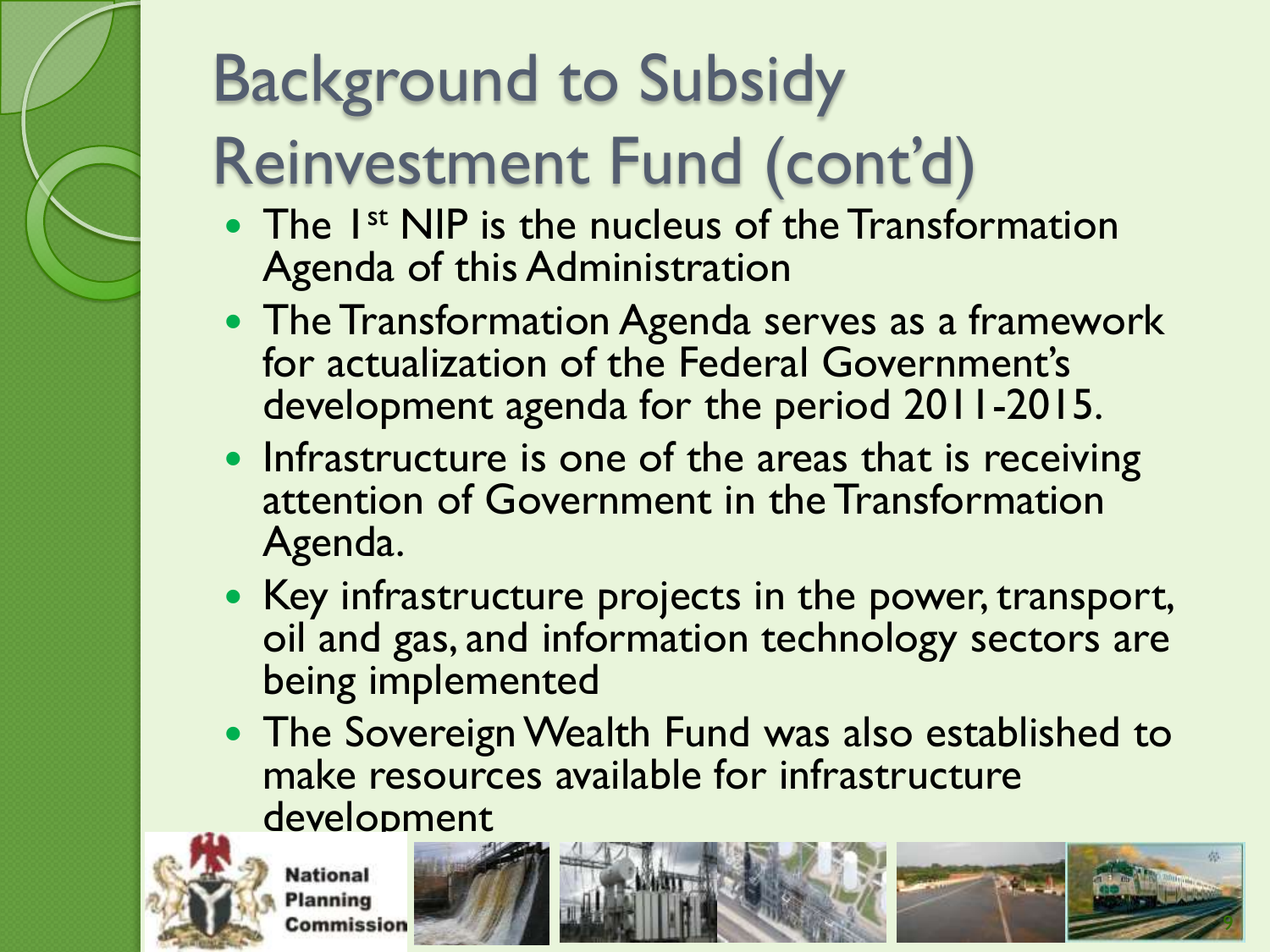# Background to Subsidy Reinvestment Fund (cont'd)

- The 1st NIP is the nucleus of the Transformation Agenda of this Administration
- The Transformation Agenda serves as a framework for actualization of the Federal Government's development agenda for the period 2011-2015.
- Infrastructure is one of the areas that is receiving attention of Government in the Transformation Agenda.
- Key infrastructure projects in the power, transport, oil and gas, and information technology sectors are being implemented
- The Sovereign Wealth Fund was also established to make resources available for infrastructure development

National Planning Commission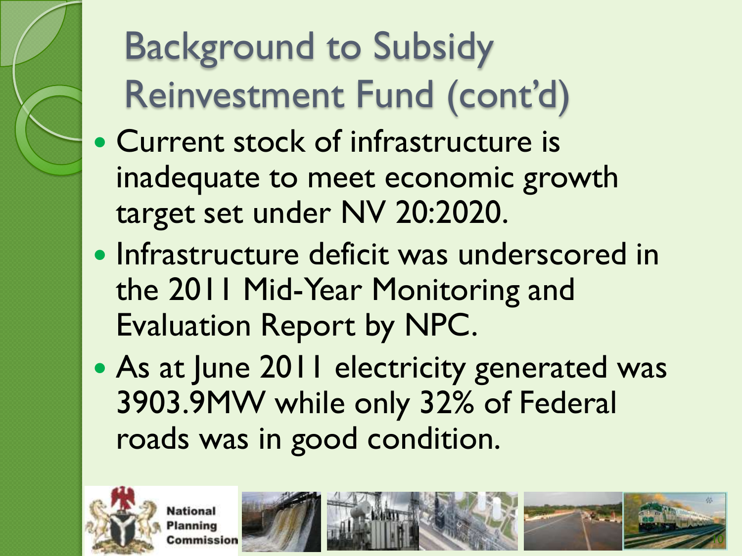# Background to Subsidy Reinvestment Fund (cont'd)

- Current stock of infrastructure is inadequate to meet economic growth target set under NV 20:2020.
- Infrastructure deficit was underscored in the 2011 Mid-Year Monitoring and Evaluation Report by NPC.
- As at June 2011 electricity generated was 3903.9MW while only 32% of Federal roads was in good condition.

National Planning Commission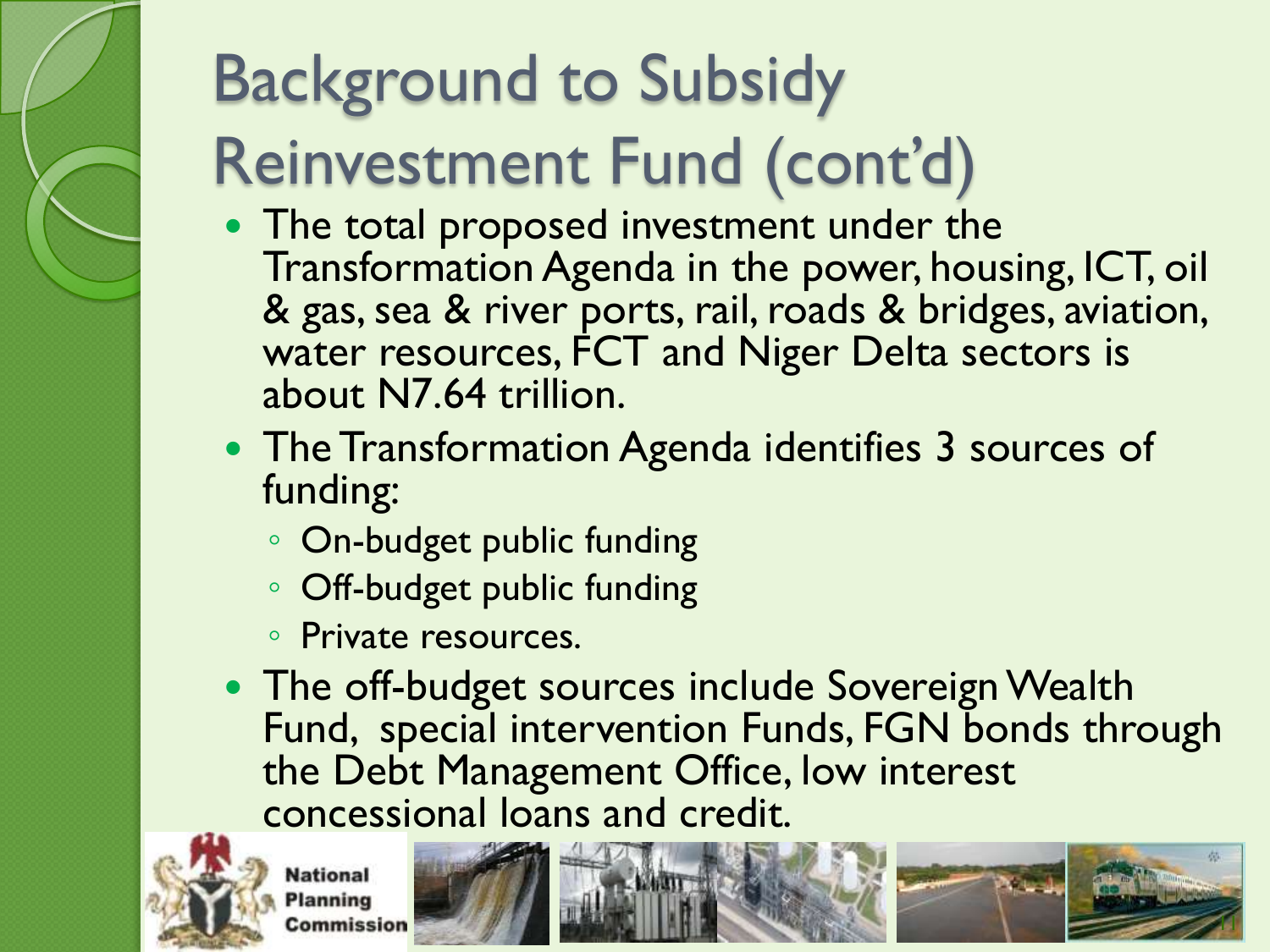# Background to Subsidy Reinvestment Fund (cont'd)

- The total proposed investment under the Transformation Agenda in the power, housing, ICT, oil & gas, sea & river ports, rail, roads & bridges, aviation, water resources, FCT and Niger Delta sectors is about N7.64 trillion.
- The Transformation Agenda identifies 3 sources of funding:
  - On-budget public funding
  - Off-budget public funding
  - Private resources.
- The off-budget sources include Sovereign Wealth Fund, special intervention Funds, FGN bonds through the Debt Management Office, low interest concessional loans and credit.

National Planning Commission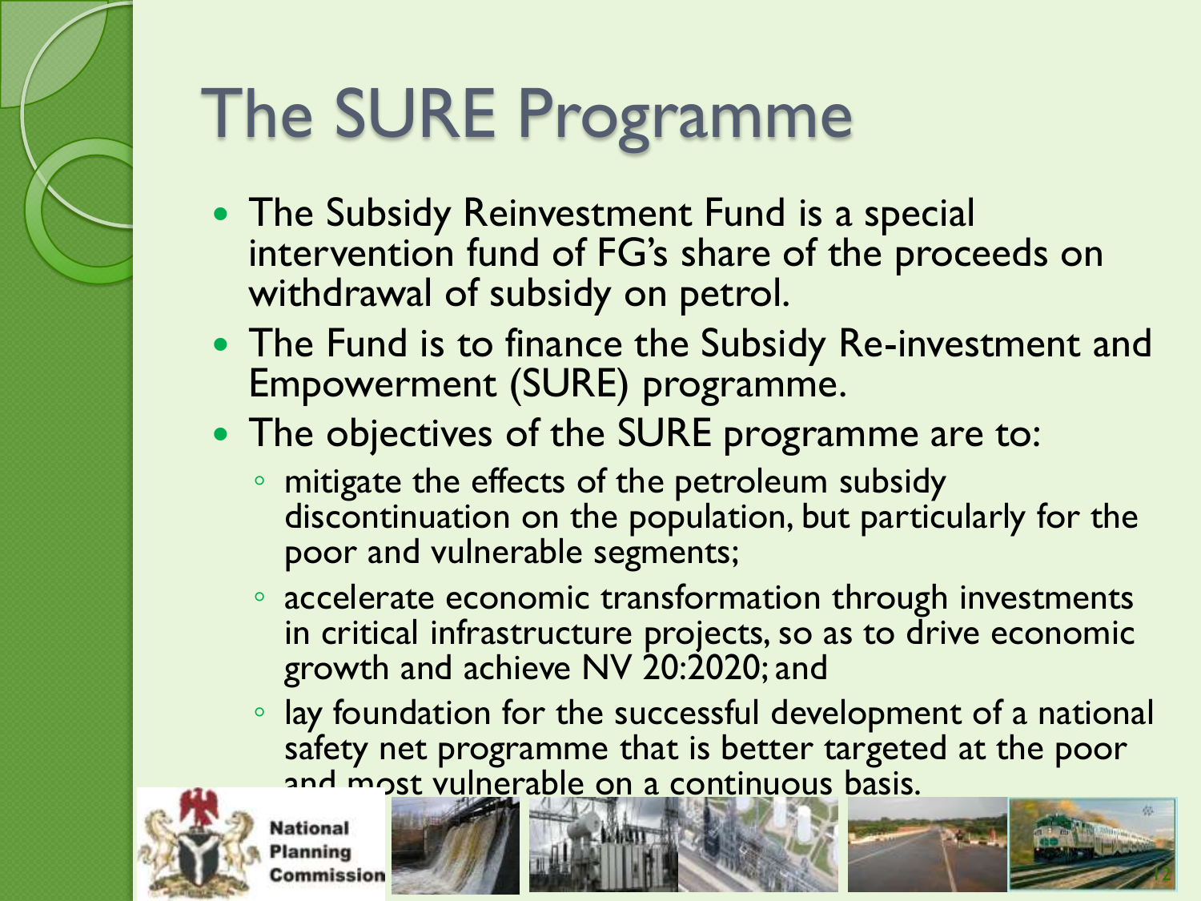# The SURE Programme

- The Subsidy Reinvestment Fund is a special intervention fund of FG's share of the proceeds on withdrawal of subsidy on petrol.
- The Fund is to finance the Subsidy Re-investment and Empowerment (SURE) programme.
- The objectives of the SURE programme are to:
  - mitigate the effects of the petroleum subsidy discontinuation on the population, but particularly for the poor and vulnerable segments;
  - accelerate economic transformation through investments in critical infrastructure projects, so as to drive economic growth and achieve NV 20:2020; and
  - lay foundation for the successful development of a national safety net programme that is better targeted at the poor and most vulnerable on a continuous basis.

National Planning Commission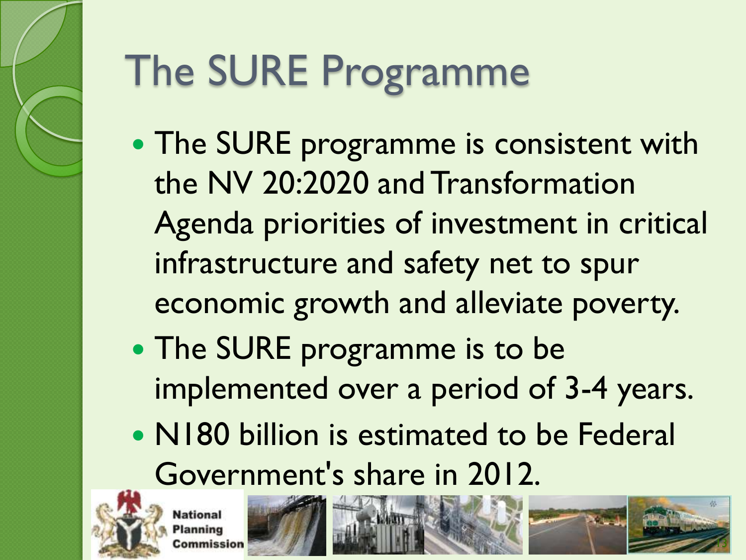# The SURE Programme

- The SURE programme is consistent with the NV 20:2020 and Transformation Agenda priorities of investment in critical infrastructure and safety net to spur economic growth and alleviate poverty.
- The SURE programme is to be implemented over a period of 3-4 years.
- N180 billion is estimated to be Federal Government's share in 2012.

National Planning Commission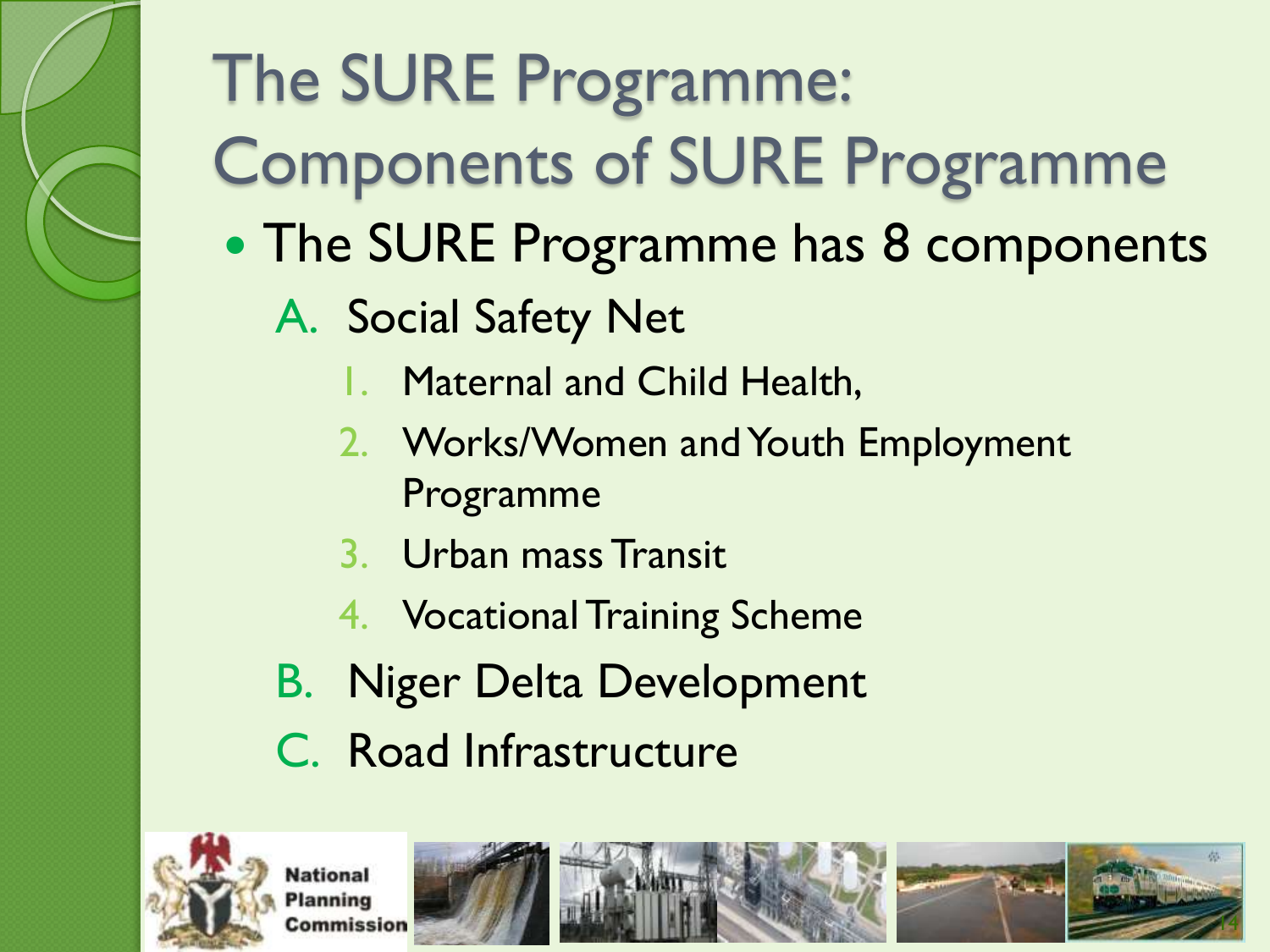# The SURE Programme: Components of SURE Programme

- The SURE Programme has 8 components

A. Social Safety Net

1. Maternal and Child Health,
2. Works/Women and Youth Employment Programme
3. Urban mass Transit
4. Vocational Training Scheme

B. Niger Delta Development

C. Road Infrastructure

National Planning Commission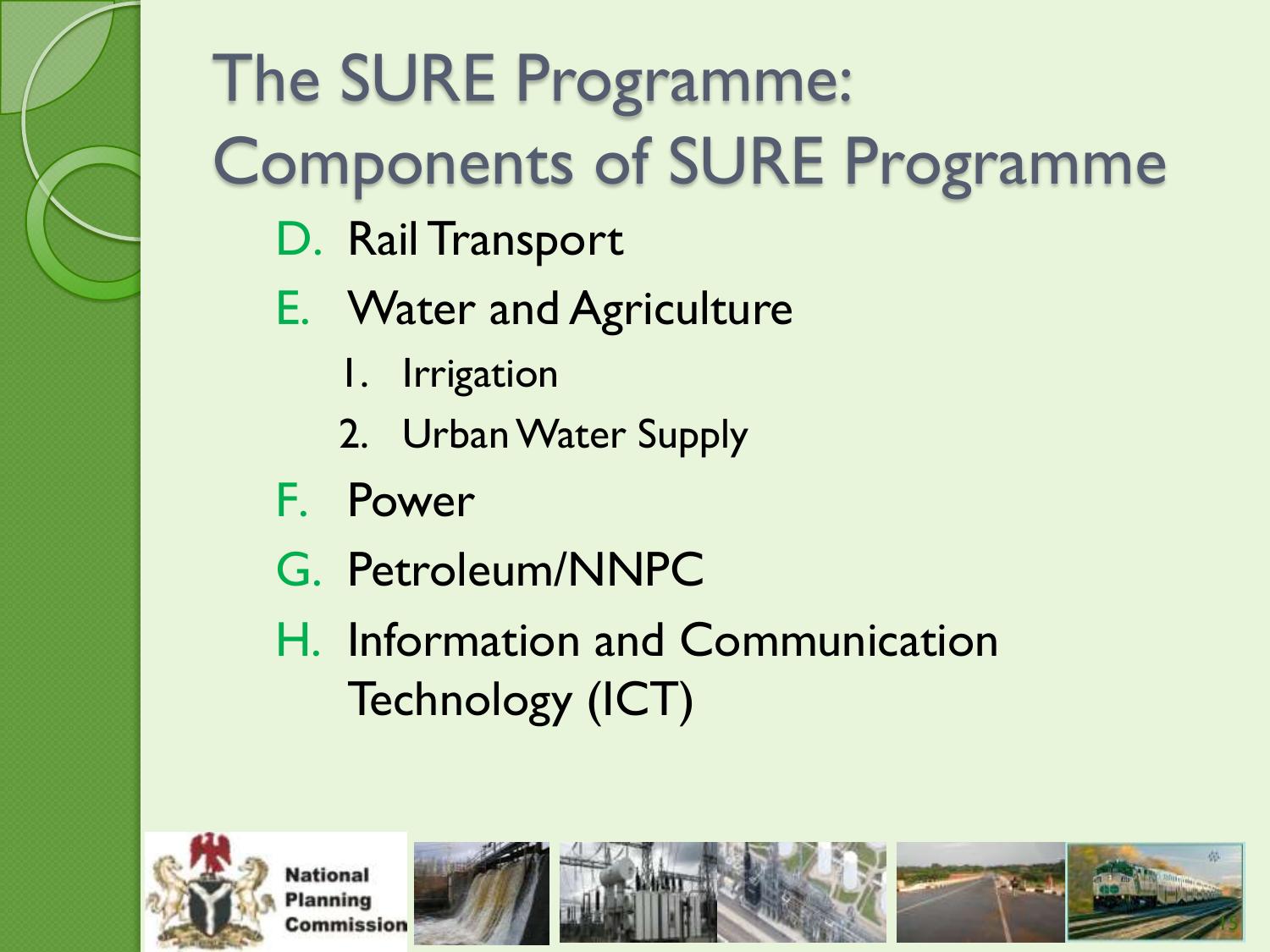# The SURE Programme: Components of SURE Programme

D. Rail Transport
E. Water and Agriculture
   1. Irrigation
   2. Urban Water Supply
F. Power
G. Petroleum/NNPC
H. Information and Communication Technology (ICT)

National Planning Commission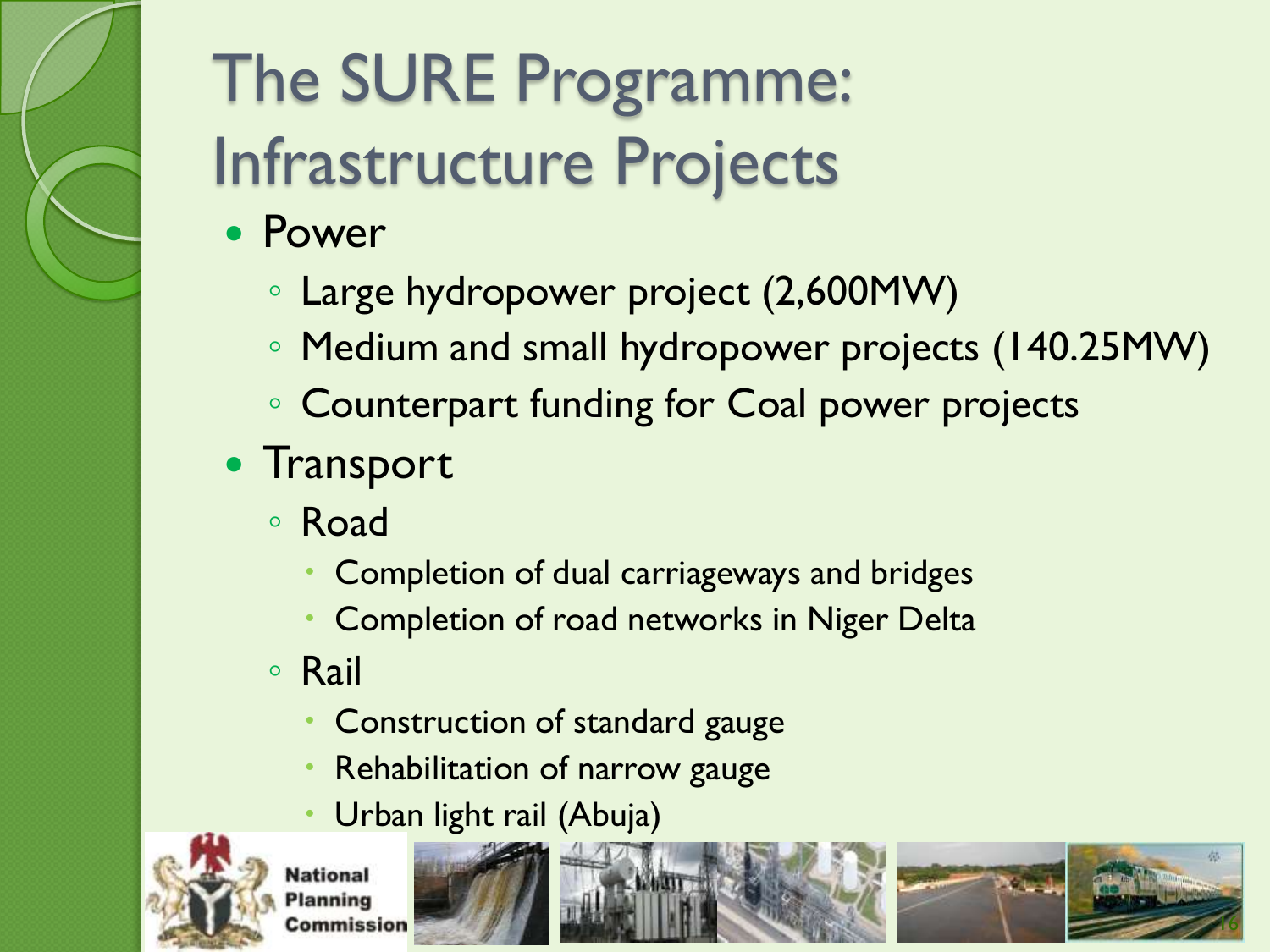# The SURE Programme: Infrastructure Projects

- Power
  - Large hydropower project (2,600MW)
  - Medium and small hydropower projects (140.25MW)
  - Counterpart funding for Coal power projects
- Transport
  - Road
    - Completion of dual carriageways and bridges
    - Completion of road networks in Niger Delta
  - Rail
    - Construction of standard gauge
    - Rehabilitation of narrow gauge
    - Urban light rail (Abuja)

National Planning Commission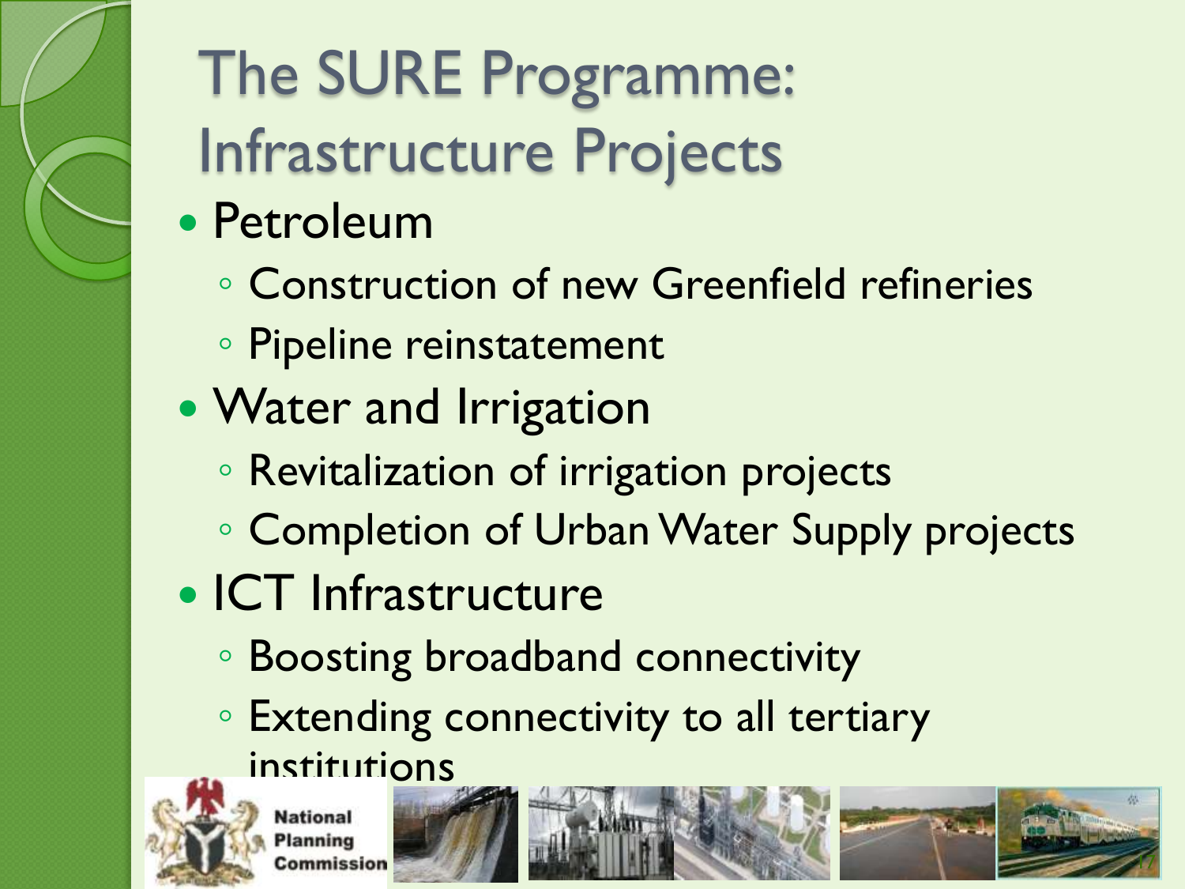# The SURE Programme: Infrastructure Projects

- Petroleum
  - Construction of new Greenfield refineries
  - Pipeline reinstatement
- Water and Irrigation
  - Revitalization of irrigation projects
  - Completion of Urban Water Supply projects
- ICT Infrastructure
  - Boosting broadband connectivity
  - Extending connectivity to all tertiary institutions

National Planning Commission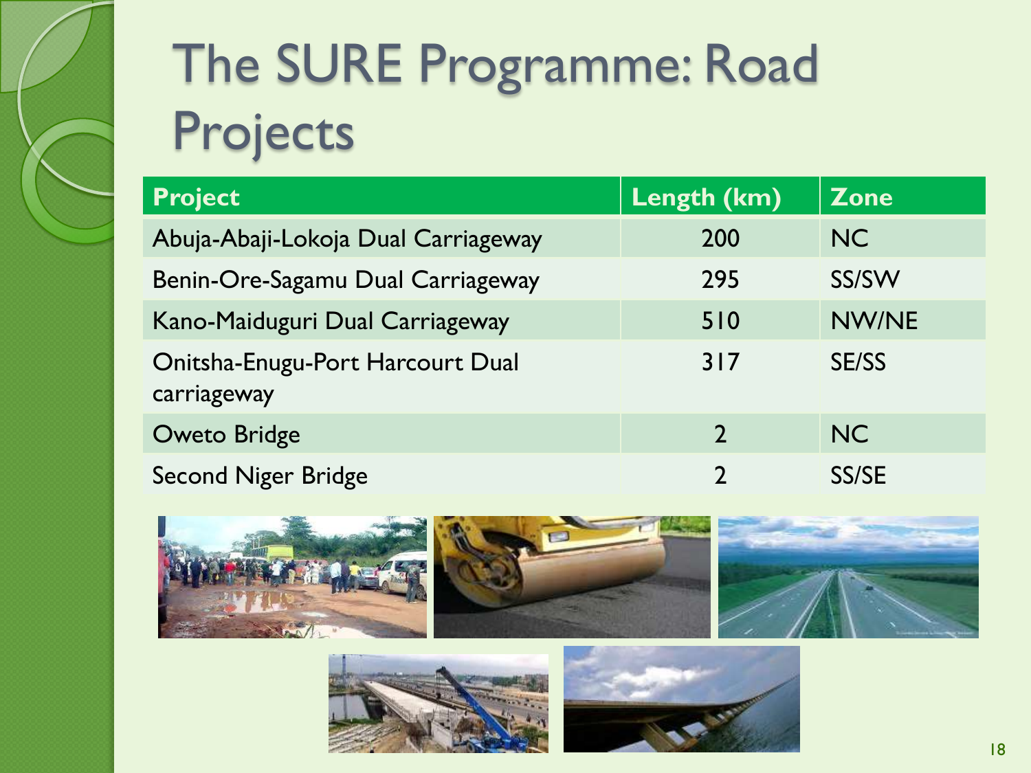# The SURE Programme: Road Projects

| Project | Length (km) | Zone |
| --- | --- | --- |
| Abuja-Abaji-Lokoja Dual Carriageway | 200 | NC |
| Benin-Ore-Sagamu Dual Carriageway | 295 | SS/SW |
| Kano-Maiduguri Dual Carriageway | 510 | NW/NE |
| Onitsha-Enugu-Port Harcourt Dual carriageway | 317 | SE/SS |
| Oweto Bridge | 2 | NC |
| Second Niger Bridge | 2 | SS/SE |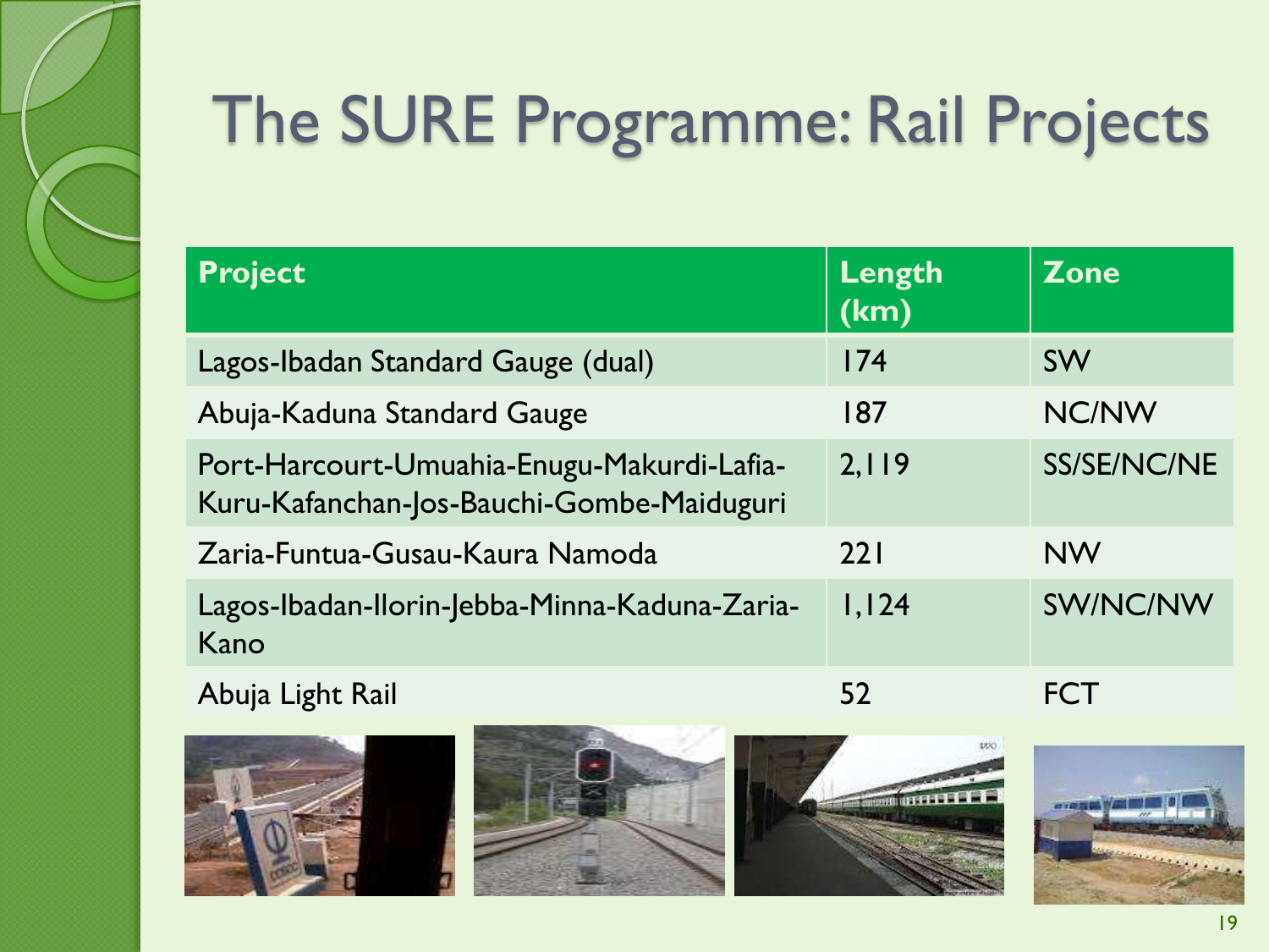# The SURE Programme: Rail Projects

| Project | Length (km) | Zone |
|---|---|---|
| Lagos-Ibadan Standard Gauge (dual) | 174 | SW |
| Abuja-Kaduna Standard Gauge | 187 | NC/NW |
| Port-Harcourt-Umuahia-Enugu-Makurdi-Lafia-Kuru-Kafanchan-Jos-Bauchi-Gombe-Maiduguri | 2,119 | SS/SE/NC/NE |
| Zaria-Funtua-Gusau-Kaura Namoda | 221 | NW |
| Lagos-Ibadan-Ilorin-Jebba-Minna-Kaduna-Zaria-Kano | 1,124 | SW/NC/NW |
| Abuja Light Rail | 52 | FCT |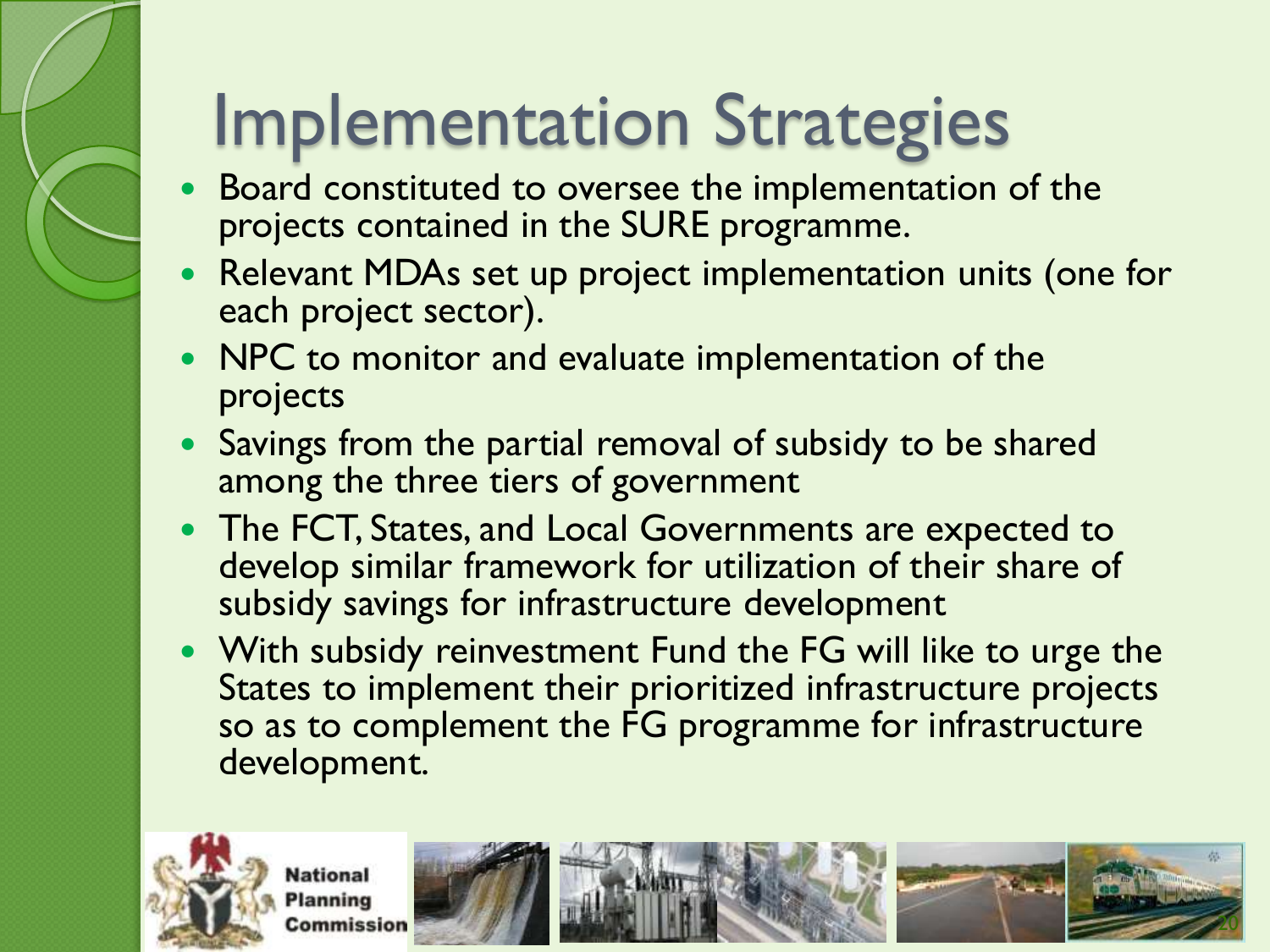# Implementation Strategies

- Board constituted to oversee the implementation of the projects contained in the SURE programme.
- Relevant MDAs set up project implementation units (one for each project sector).
- NPC to monitor and evaluate implementation of the projects
- Savings from the partial removal of subsidy to be shared among the three tiers of government
- The FCT, States, and Local Governments are expected to develop similar framework for utilization of their share of subsidy savings for infrastructure development
- With subsidy reinvestment Fund the FG will like to urge the States to implement their prioritized infrastructure projects so as to complement the FG programme for infrastructure development.

National Planning Commission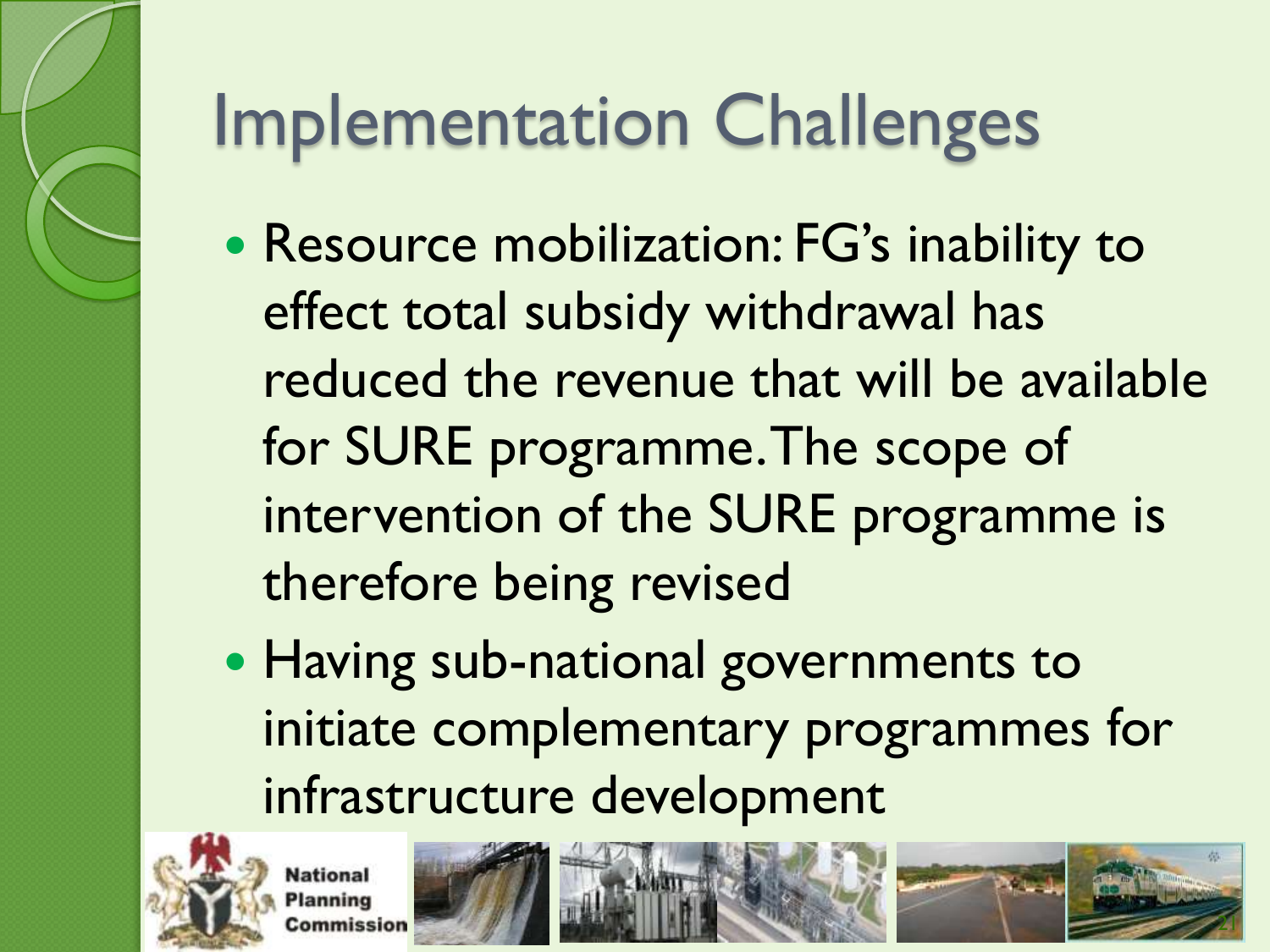# Implementation Challenges

- Resource mobilization: FG's inability to effect total subsidy withdrawal has reduced the revenue that will be available for SURE programme. The scope of intervention of the SURE programme is therefore being revised
- Having sub-national governments to initiate complementary programmes for infrastructure development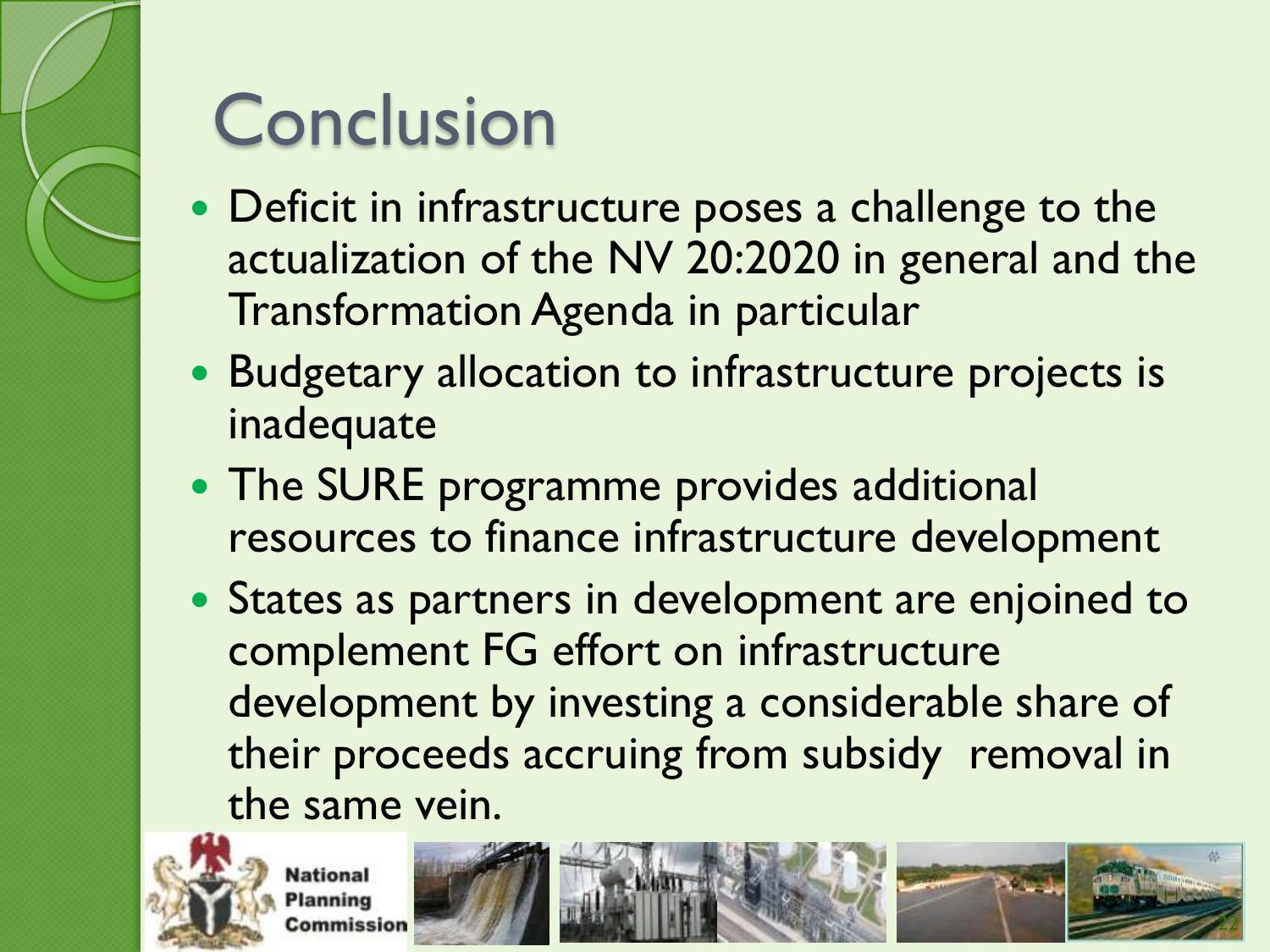# Conclusion

- Deficit in infrastructure poses a challenge to the actualization of the NV 20:2020 in general and the Transformation Agenda in particular
- Budgetary allocation to infrastructure projects is inadequate
- The SURE programme provides additional resources to finance infrastructure development
- States as partners in development are enjoined to complement FG effort on infrastructure development by investing a considerable share of their proceeds accruing from subsidy removal in the same vein.

National Planning Commission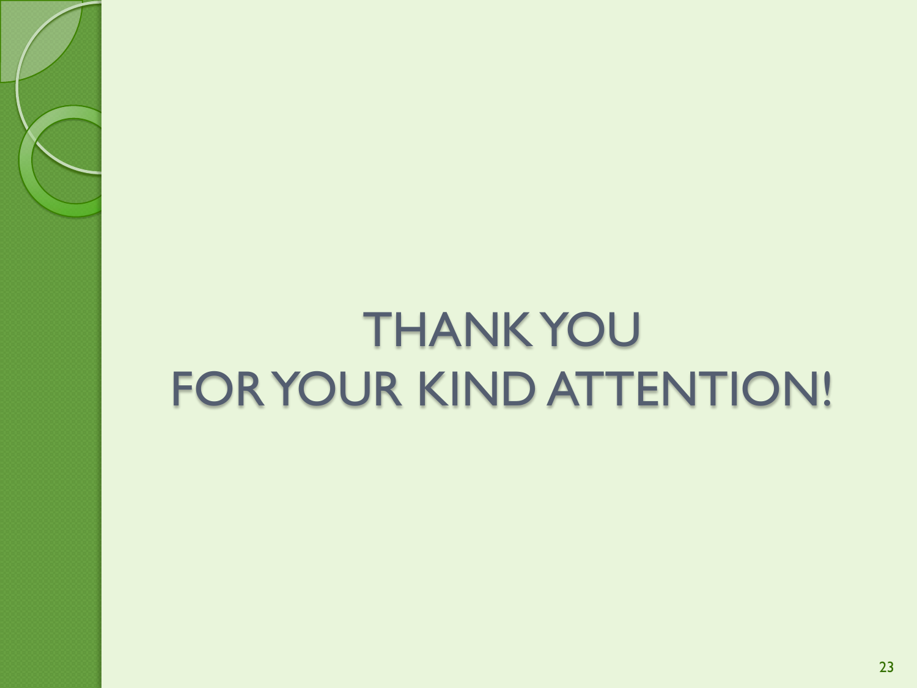# THANK YOU
# FOR YOUR KIND ATTENTION!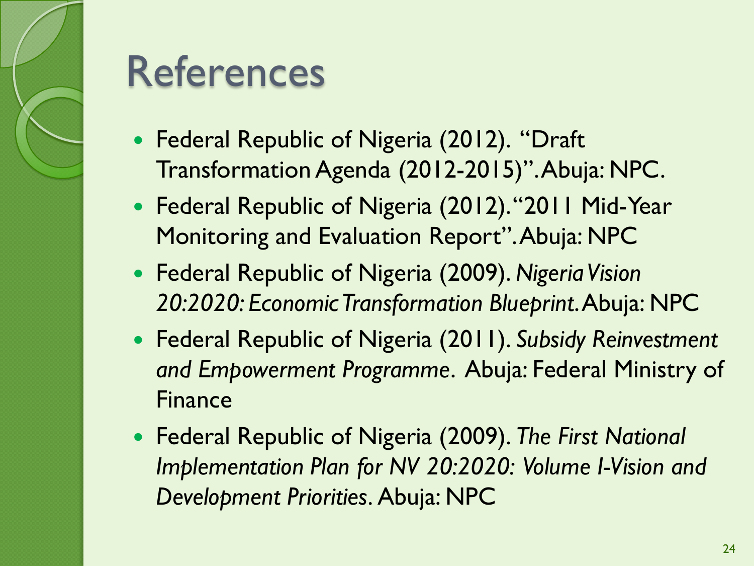# References

- Federal Republic of Nigeria (2012). "Draft Transformation Agenda (2012-2015)". Abuja: NPC.
- Federal Republic of Nigeria (2012). "2011 Mid-Year Monitoring and Evaluation Report". Abuja: NPC
- Federal Republic of Nigeria (2009). *Nigeria Vision 20:2020: Economic Transformation Blueprint.* Abuja: NPC
- Federal Republic of Nigeria (2011). *Subsidy Reinvestment and Empowerment Programme*. Abuja: Federal Ministry of Finance
- Federal Republic of Nigeria (2009). *The First National Implementation Plan for NV 20:2020: Volume I-Vision and Development Priorities*. Abuja: NPC